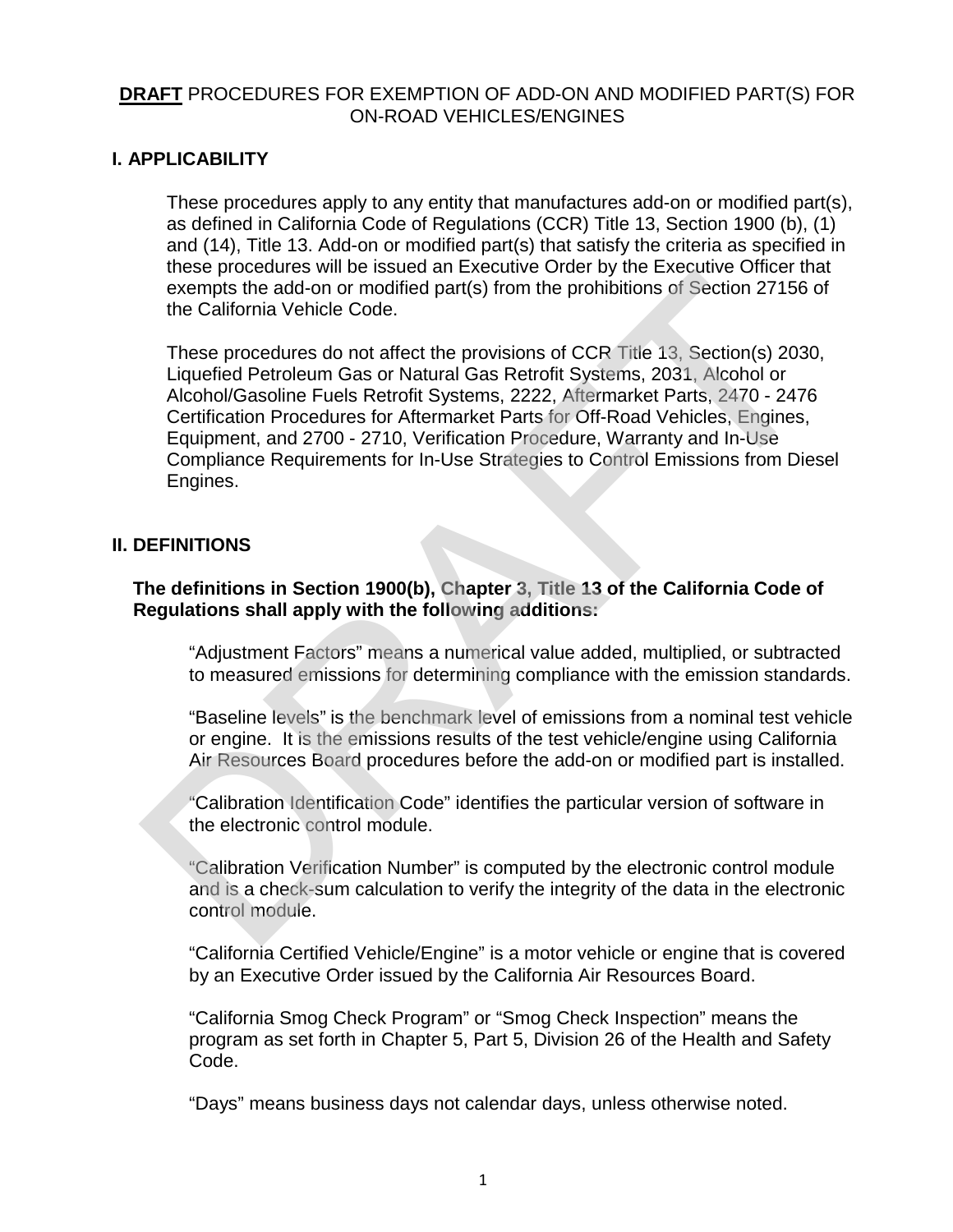# **DRAFT** PROCEDURES FOR EXEMPTION OF ADD-ON AND MODIFIED PART(S) FOR ON-ROAD VEHICLES/ENGINES

## I. APPLICABILITY

These procedures apply to any entity that manufactures add-on or modified part(s), as defined in California Code of Regulations (CCR) Title 13, Section 1900 (b), (1) and (14), Title 13. Add-on or modified part(s) that satisfy the criteria as specified in these procedures will be issued an Executive Order by the Executive Officer that exempts the add-on or modified part(s) from the prohibitions of Section 27156 of the California Vehicle Code.

These procedures do not affect the provisions of CCR Title 13, Section(s) 2030, Liquefied Petroleum Gas or Natural Gas Retrofit Systems, 2031, Alcohol or Alcohol/Gasoline Fuels Retrofit Systems, 2222, Aftermarket Parts, 2470 - 2476 Certification Procedures for Aftermarket Parts for Off-Road Vehicles, Engines, Equipment, and 2700 - 2710, Verification Procedure, Warranty and In-Use Compliance Requirements for In-Use Strategies to Control Emissions from Diesel Engines.

## II. DEFINITIONS

**The definitions in Section 1900(b), Chapter 3, Title 13 of the California Code of Regulations shall apply with the following additions:**

"Adjustment Factors" means a numerical value added, multiplied, or subtracted to measured emissions for determining compliance with the emission standards.

"Baseline levels" is the benchmark level of emissions from a nominal test vehicle or engine. It is the emissions results of the test vehicle/engine using California Air Resources Board procedures before the add-on or modified part is installed.

"Calibration Identification Code" identifies the particular version of software in the electronic control module.

"Calibration Verification Number" is computed by the electronic control module and is a check-sum calculation to verify the integrity of the data in the electronic control module.

"California Certified Vehicle/Engine" is a motor vehicle or engine that is covered by an Executive Order issued by the California Air Resources Board.

"California Smog Check Program" or "Smog Check Inspection" means the program as set forth in Chapter 5, Part 5, Division 26 of the Health and Safety Code.

"Days" means business days not calendar days, unless otherwise noted.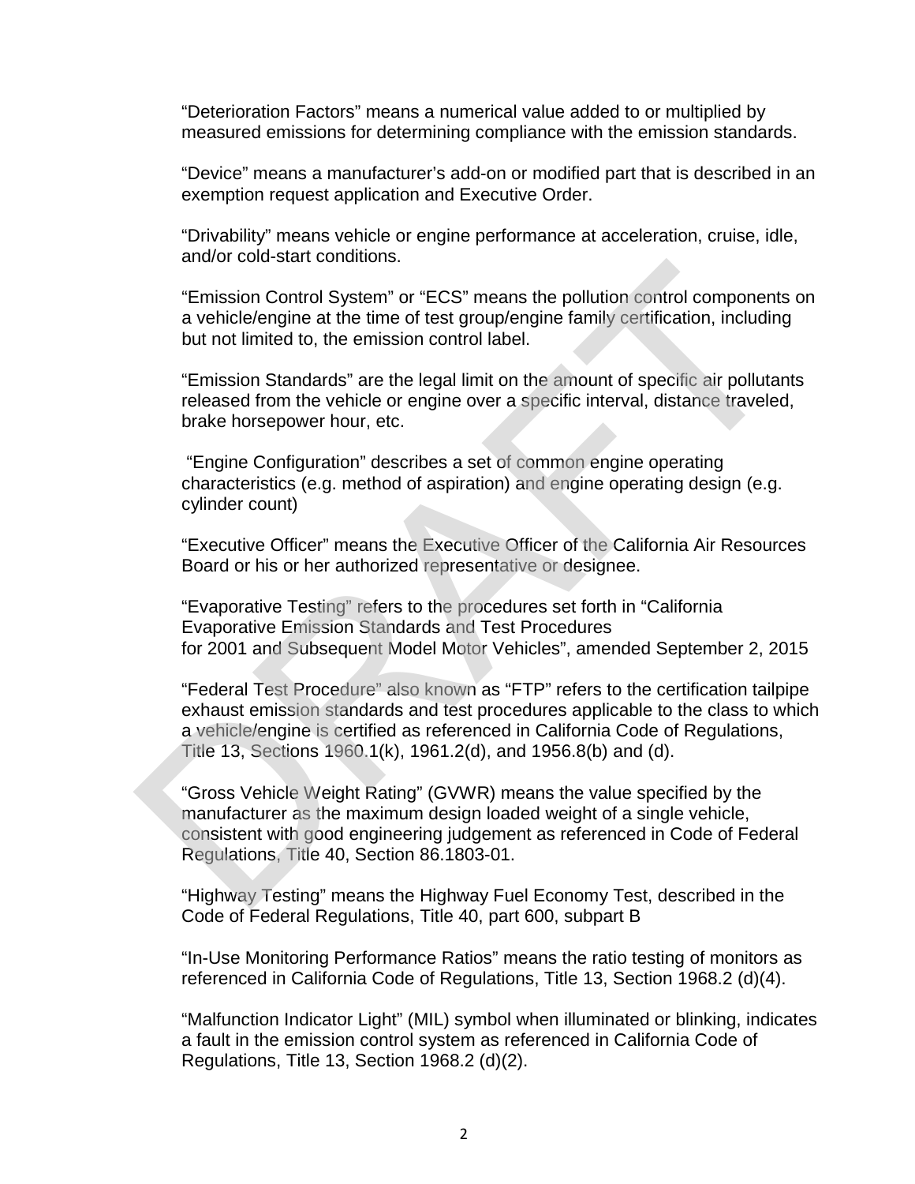"Deterioration Factors" means a numerical value added to or multiplied by measured emissions for determining compliance with the emission standards.

"Device" means a manufacturer's add-on or modified part that is described in an exemption request application and Executive Order.

"Drivability" means vehicle or engine performance at acceleration, cruise, idle, and/or cold-start conditions.

"Emission Control System" or "ECS" means the pollution control components on a vehicle/engine at the time of test group/engine family certification, including but not limited to, the emission control label.

"Emission Standards" are the legal limit on the amount of specific air pollutants released from the vehicle or engine over a specific interval, distance traveled, brake horsepower hour, etc.

"Engine Configuration" describes a set of common engine operating characteristics (e.g. method of aspiration) and engine operating design (e.g. cylinder count)

"Executive Officer" means the Executive Officer of the California Air Resources Board or his or her authorized representative or designee.

"Evaporative Testing" refers to the procedures set forth in "California Evaporative Emission Standards and Test Procedures for 2001 and Subsequent Model Motor Vehicles", amended September 2, 2015

"Federal Test Procedure" also known as "FTP" refers to the certification tailpipe exhaust emission standards and test procedures applicable to the class to which a vehicle/engine is certified as referenced in California Code of Regulations, Title 13, Sections 1960.1(k), 1961.2(d), and 1956.8(b) and (d).

"Gross Vehicle Weight Rating" (GVWR) means the value specified by the manufacturer as the maximum design loaded weight of a single vehicle, consistent with good engineering judgement as referenced in Code of Federal Regulations, Title 40, Section 86.1803-01.

"Highway Testing" means the Highway Fuel Economy Test, described in the Code of Federal Regulations, Title 40, part 600, subpart B

"In-Use Monitoring Performance Ratios" means the ratio testing of monitors as referenced in California Code of Regulations, Title 13, Section 1968.2 (d)(4).

"Malfunction Indicator Light" (MIL) symbol when illuminated or blinking, indicates a fault in the emission control system as referenced in California Code of Regulations, Title 13, Section 1968.2 (d)(2).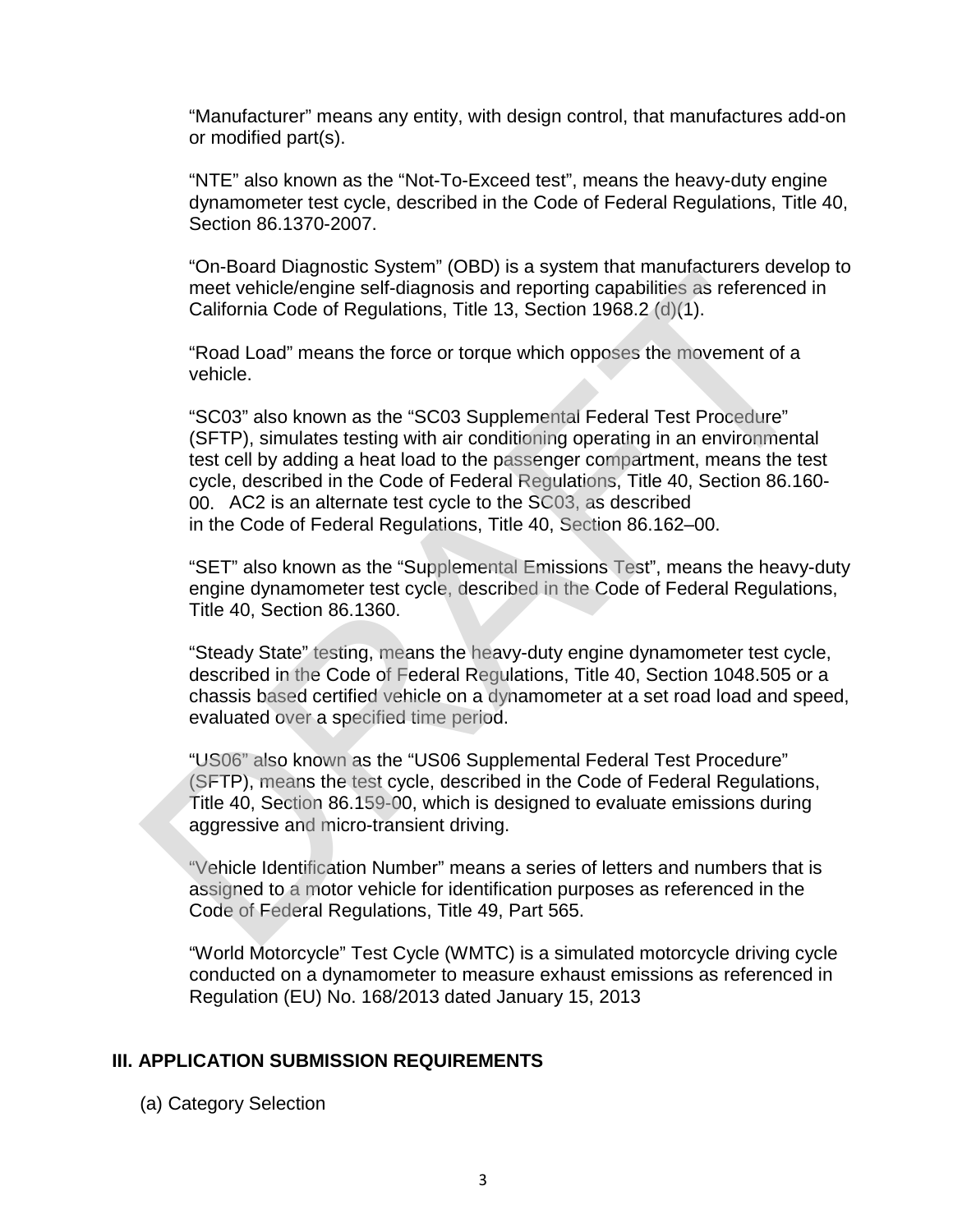"Manufacturer" means any entity, with design control, that manufactures add-on or modified part(s).

"NTE" also known as the "Not-To-Exceed test", means the heavy-duty engine dynamometer test cycle, described in the Code of Federal Regulations, Title 40, Section 86.1370-2007.

"On-Board Diagnostic System" (OBD) is a system that manufacturers develop to meet vehicle/engine self-diagnosis and reporting capabilities as referenced in California Code of Regulations, Title 13, Section 1968.2 (d)(1).

"Road Load" means the force or torque which opposes the movement of a vehicle.

"SC03" also known as the "SC03 Supplemental Federal Test Procedure" (SFTP), simulates testing with air conditioning operating in an environmental test cell by adding a heat load to the passenger compartment, means the test cycle, described in the Code of Federal Regulations, Title 40, Section 86.160-00. AC2 is an alternate test cycle to the SC03, as described in the Code of Federal Regulations, Title 40, Section 86.162–00.

"SET" also known as the "Supplemental Emissions Test", means the heavy-duty engine dynamometer test cycle, described in the Code of Federal Regulations, Title 40, Section 86.1360.

"Steady State" testing, means the heavy-duty engine dynamometer test cycle, described in the Code of Federal Regulations, Title 40, Section 1048.505 or a chassis based certified vehicle on a dynamometer at a set road load and speed, evaluated over a specified time period.

"US06" also known as the "US06 Supplemental Federal Test Procedure" (SFTP), means the test cycle, described in the Code of Federal Regulations, Title 40, Section 86.159-00, which is designed to evaluate emissions during aggressive and micro-transient driving.

"Vehicle Identification Number" means a series of letters and numbers that is assigned to a motor vehicle for identification purposes as referenced in the Code of Federal Regulations, Title 49, Part 565.

"World Motorcycle" Test Cycle (WMTC) is a simulated motorcycle driving cycle conducted on a dynamometer to measure exhaust emissions as referenced in Regulation (EU) No. 168/2013 dated January 15, 2013

## III. APPLICATION SUBMISSION REQUIREMENTS

(a) Category Selection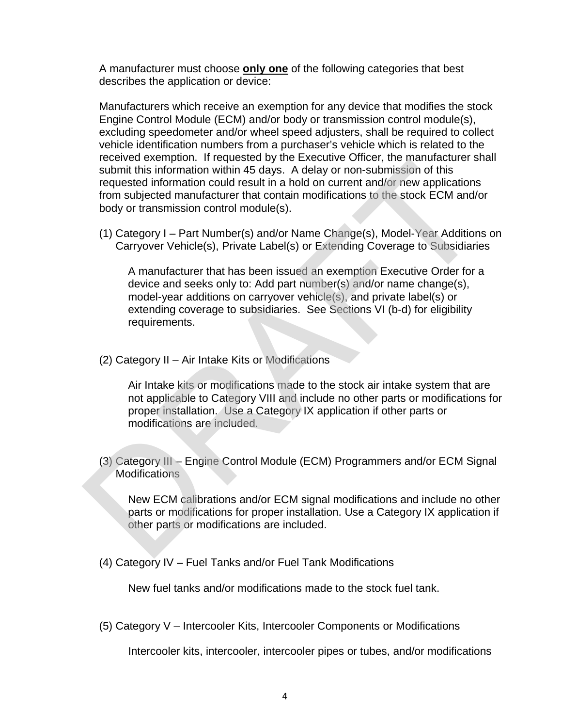A manufacturer must choose **only one** of the following categories that best describes the application or device:

Manufacturers which receive an exemption for any device that modifies the stock Engine Control Module (ECM) and/or body or transmission control module(s), excluding speedometer and/or wheel speed adjusters, shall be required to collect vehicle identification numbers from a purchaser's vehicle which is related to the received exemption. If requested by the Executive Officer, the manufacturer shall submit this information within 45 days. A delay or non-submission of this requested information could result in a hold on current and/or new applications from subjected manufacturer that contain modifications to the stock ECM and/or body or transmission control module(s).

(1) Category I – Part Number(s) and/or Name Change(s), Model-Year Additions on Carryover Vehicle(s), Private Label(s) or Extending Coverage to Subsidiaries

A manufacturer that has been issued an exemption Executive Order for a device and seeks only to: Add part number(s) and/or name change(s), model-year additions on carryover vehicle(s), and private label(s) or extending coverage to subsidiaries. See Sections VI (b-d) for eligibility requirements.

(2) Category II – Air Intake Kits or Modifications

Air Intake kits or modifications made to the stock air intake system that are not applicable to Category VIII and include no other parts or modifications for proper installation. Use a Category IX application if other parts or modifications are included.

(3) Category III – Engine Control Module (ECM) Programmers and/or ECM Signal Modifications

New ECM calibrations and/or ECM signal modifications and include no other parts or modifications for proper installation. Use a Category IX application if other parts or modifications are included.

(4) Category IV – Fuel Tanks and/or Fuel Tank Modifications

New fuel tanks and/or modifications made to the stock fuel tank.

(5) Category V – Intercooler Kits, Intercooler Components or Modifications

Intercooler kits, intercooler, intercooler pipes or tubes, and/or modifications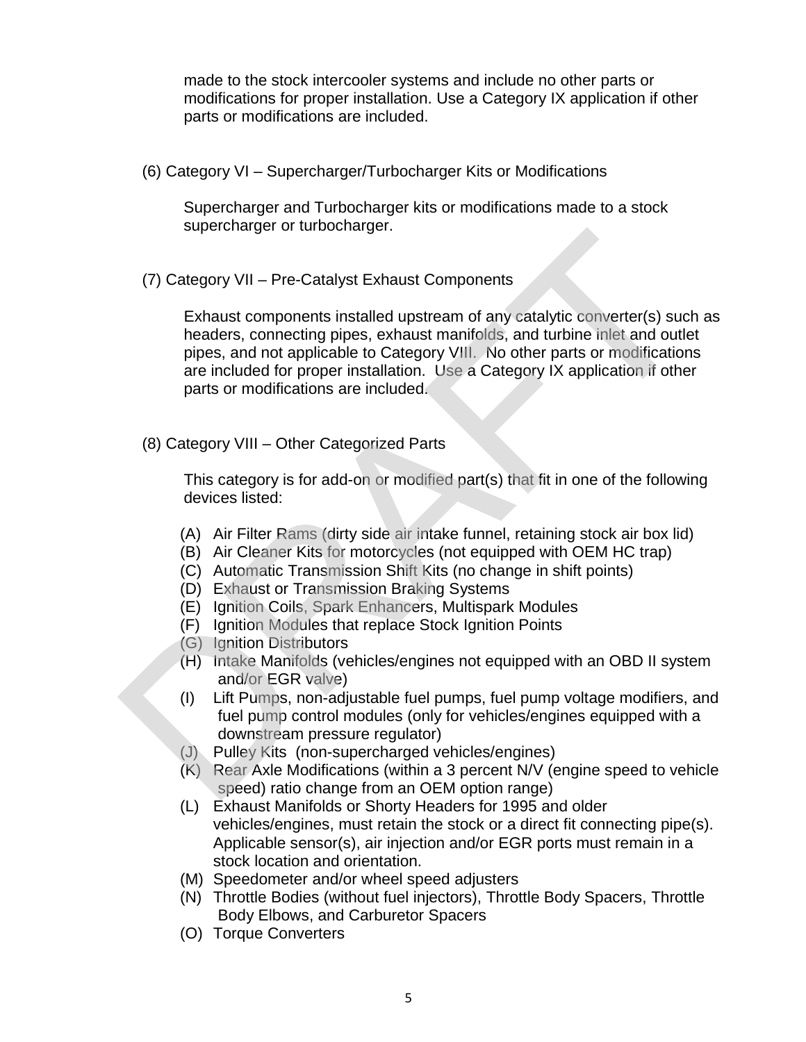made to the stock intercooler systems and include no other parts or modifications for proper installation. Use a Category IX application if other parts or modifications are included.

(6) Category VI – Supercharger/Turbocharger Kits or Modifications

Supercharger and Turbocharger kits or modifications made to a stock supercharger or turbocharger.

(7) Category VII – Pre-Catalyst Exhaust Components

Exhaust components installed upstream of any catalytic converter(s) such as headers, connecting pipes, exhaust manifolds, and turbine inlet and outlet pipes, and not applicable to Category VIII. No other parts or modifications are included for proper installation. Use a Category IX application if other parts or modifications are included.

(8) Category VIII – Other Categorized Parts

This category is for add-on or modified part(s) that fit in one of the following devices listed:

(A) Air Filter Rams (dirty side air intake funnel, retaining stock air box lid)
(B) Air Cleaner Kits for motorcycles (not equipped with OEM HC trap)
(C) Automatic Transmission Shift Kits (no change in shift points)
(D) Exhaust or Transmission Braking Systems
(E) Ignition Coils, Spark Enhancers, Multispark Modules
(F) Ignition Modules that replace Stock Ignition Points
(G) Ignition Distributors
(H) Intake Manifolds (vehicles/engines not equipped with an OBD II system and/or EGR valve)
(I) Lift Pumps, non-adjustable fuel pumps, fuel pump voltage modifiers, and fuel pump control modules (only for vehicles/engines equipped with a downstream pressure regulator)
(J) Pulley Kits (non-supercharged vehicles/engines)
(K) Rear Axle Modifications (within a 3 percent N/V (engine speed to vehicle speed) ratio change from an OEM option range)
(L) Exhaust Manifolds or Shorty Headers for 1995 and older vehicles/engines, must retain the stock or a direct fit connecting pipe(s). Applicable sensor(s), air injection and/or EGR ports must remain in a stock location and orientation.
(M) Speedometer and/or wheel speed adjusters
(N) Throttle Bodies (without fuel injectors), Throttle Body Spacers, Throttle Body Elbows, and Carburetor Spacers
(O) Torque Converters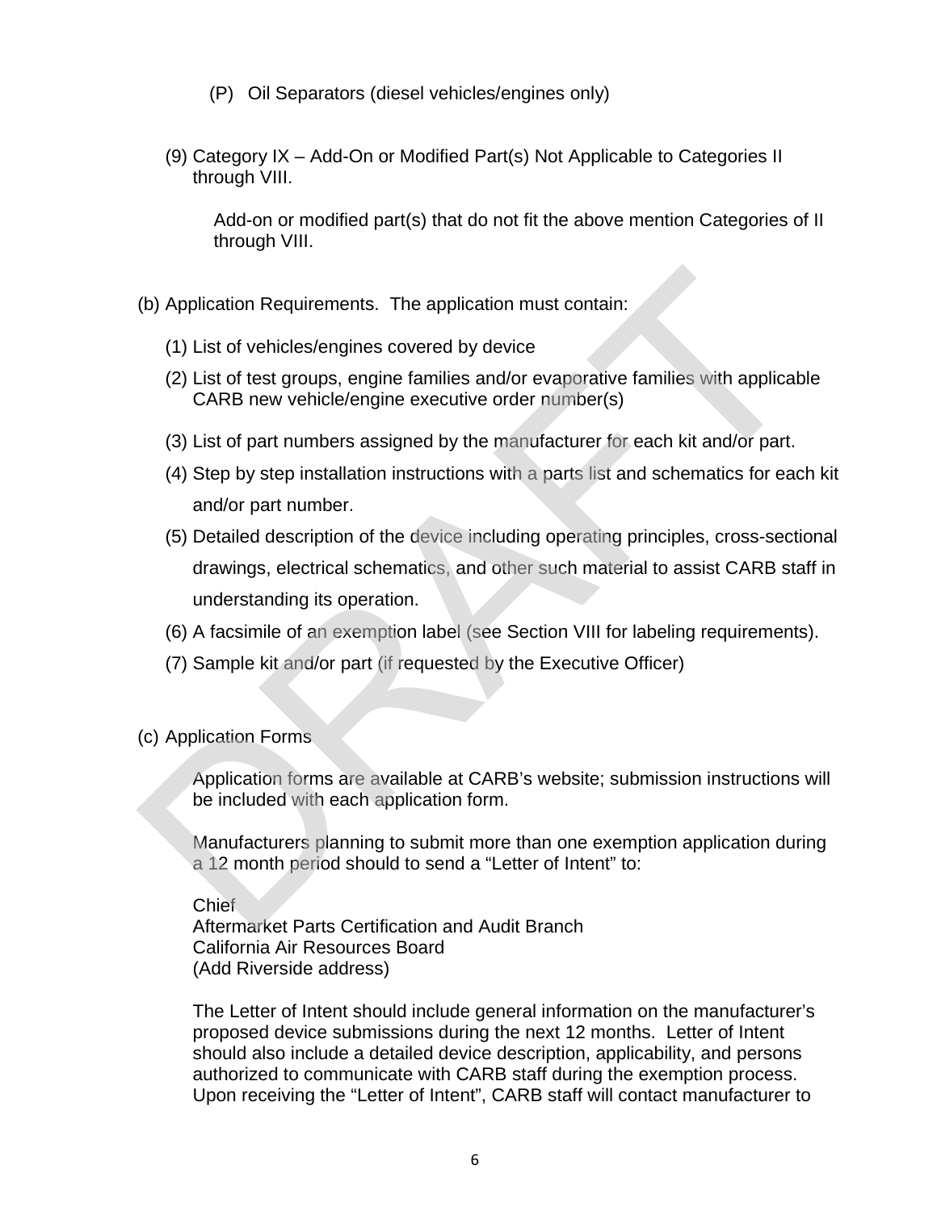(P) Oil Separators (diesel vehicles/engines only)

(9) Category IX – Add-On or Modified Part(s) Not Applicable to Categories II through VIII.

Add-on or modified part(s) that do not fit the above mention Categories of II through VIII.

(b) Application Requirements. The application must contain:

(1) List of vehicles/engines covered by device

(2) List of test groups, engine families and/or evaporative families with applicable CARB new vehicle/engine executive order number(s)

(3) List of part numbers assigned by the manufacturer for each kit and/or part.

(4) Step by step installation instructions with a parts list and schematics for each kit and/or part number.

(5) Detailed description of the device including operating principles, cross-sectional drawings, electrical schematics, and other such material to assist CARB staff in understanding its operation.

(6) A facsimile of an exemption label (see Section VIII for labeling requirements).

(7) Sample kit and/or part (if requested by the Executive Officer)

(c) Application Forms

Application forms are available at CARB's website; submission instructions will be included with each application form.

Manufacturers planning to submit more than one exemption application during a 12 month period should to send a "Letter of Intent" to:

Chief
Aftermarket Parts Certification and Audit Branch
California Air Resources Board
(Add Riverside address)

The Letter of Intent should include general information on the manufacturer's proposed device submissions during the next 12 months. Letter of Intent should also include a detailed device description, applicability, and persons authorized to communicate with CARB staff during the exemption process. Upon receiving the "Letter of Intent", CARB staff will contact manufacturer to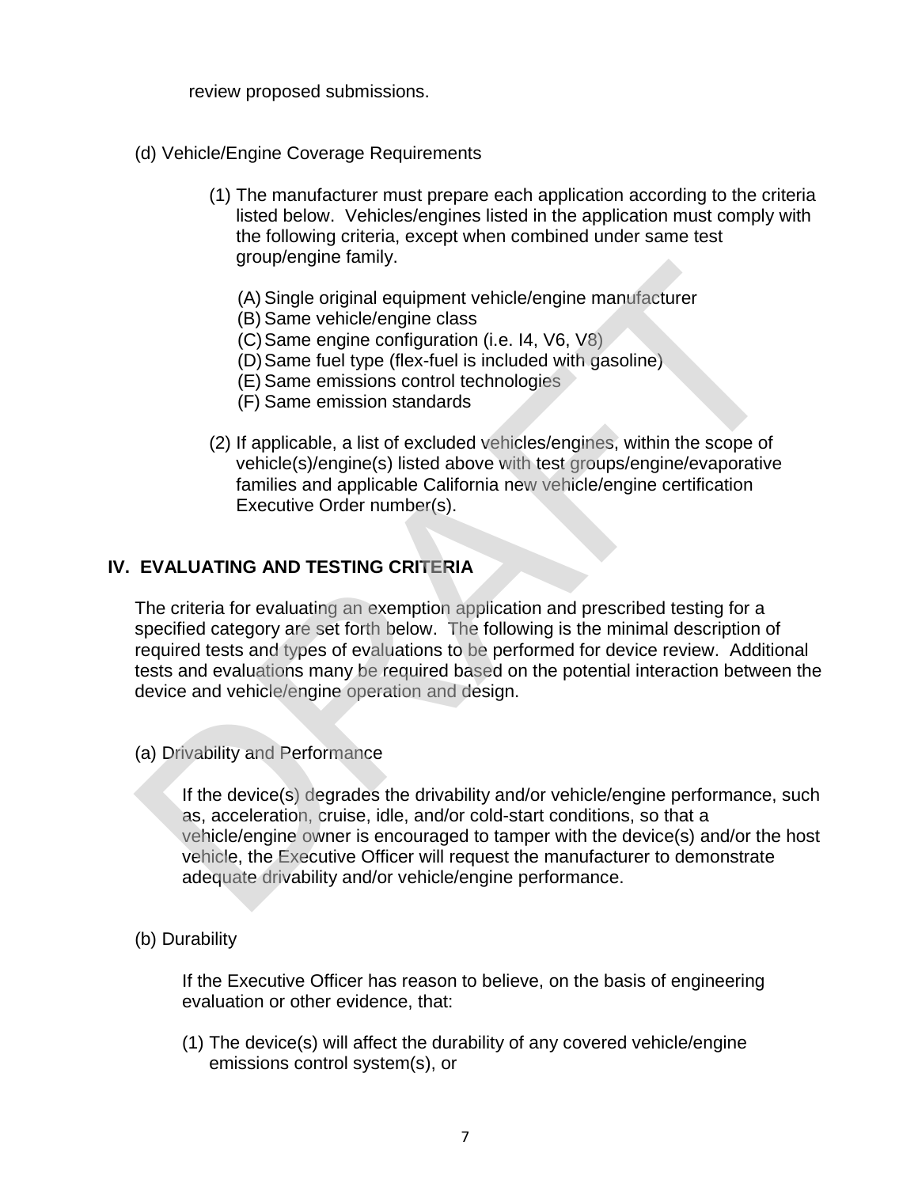review proposed submissions.

(d) Vehicle/Engine Coverage Requirements

(1) The manufacturer must prepare each application according to the criteria listed below. Vehicles/engines listed in the application must comply with the following criteria, except when combined under same test group/engine family.

(A) Single original equipment vehicle/engine manufacturer
(B) Same vehicle/engine class
(C) Same engine configuration (i.e. I4, V6, V8)
(D) Same fuel type (flex-fuel is included with gasoline)
(E) Same emissions control technologies
(F) Same emission standards

(2) If applicable, a list of excluded vehicles/engines, within the scope of vehicle(s)/engine(s) listed above with test groups/engine/evaporative families and applicable California new vehicle/engine certification Executive Order number(s).

## IV. EVALUATING AND TESTING CRITERIA

The criteria for evaluating an exemption application and prescribed testing for a specified category are set forth below. The following is the minimal description of required tests and types of evaluations to be performed for device review. Additional tests and evaluations many be required based on the potential interaction between the device and vehicle/engine operation and design.

(a) Drivability and Performance

If the device(s) degrades the drivability and/or vehicle/engine performance, such as, acceleration, cruise, idle, and/or cold-start conditions, so that a vehicle/engine owner is encouraged to tamper with the device(s) and/or the host vehicle, the Executive Officer will request the manufacturer to demonstrate adequate drivability and/or vehicle/engine performance.

(b) Durability

If the Executive Officer has reason to believe, on the basis of engineering evaluation or other evidence, that:

(1) The device(s) will affect the durability of any covered vehicle/engine emissions control system(s), or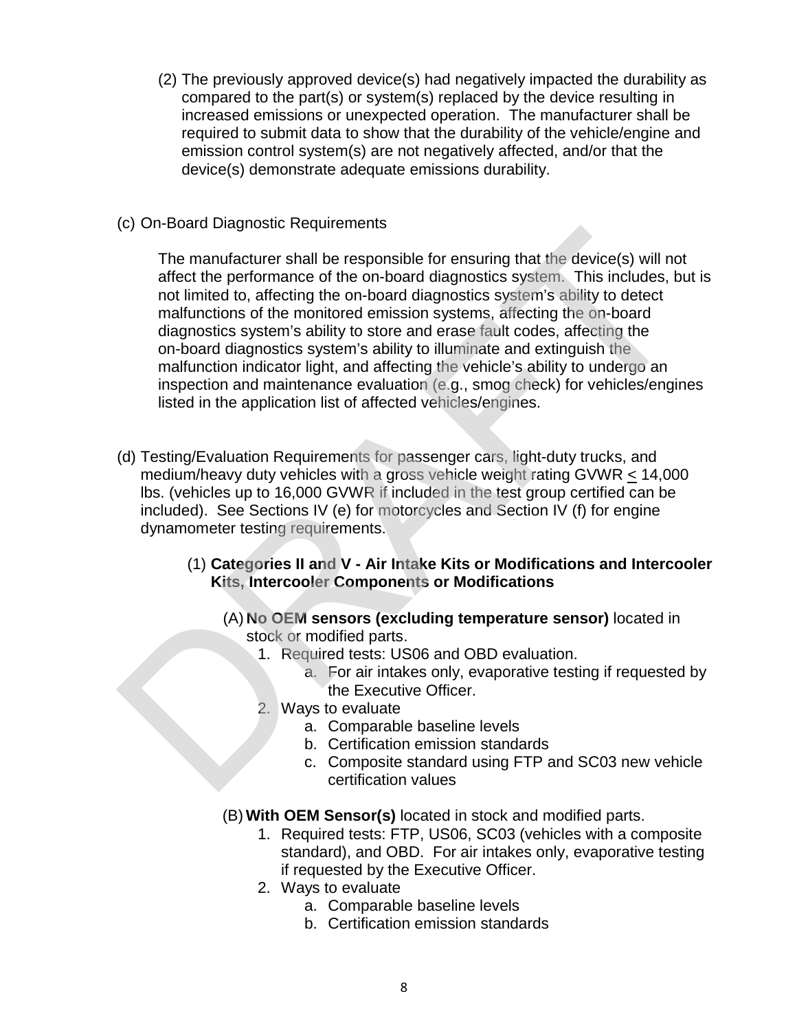(2) The previously approved device(s) had negatively impacted the durability as compared to the part(s) or system(s) replaced by the device resulting in increased emissions or unexpected operation. The manufacturer shall be required to submit data to show that the durability of the vehicle/engine and emission control system(s) are not negatively affected, and/or that the device(s) demonstrate adequate emissions durability.

(c) On-Board Diagnostic Requirements

The manufacturer shall be responsible for ensuring that the device(s) will not affect the performance of the on-board diagnostics system. This includes, but is not limited to, affecting the on-board diagnostics system's ability to detect malfunctions of the monitored emission systems, affecting the on-board diagnostics system's ability to store and erase fault codes, affecting the on-board diagnostics system's ability to illuminate and extinguish the malfunction indicator light, and affecting the vehicle's ability to undergo an inspection and maintenance evaluation (e.g., smog check) for vehicles/engines listed in the application list of affected vehicles/engines.

(d) Testing/Evaluation Requirements for passenger cars, light-duty trucks, and medium/heavy duty vehicles with a gross vehicle weight rating GVWR $\leq$ 14,000 lbs. (vehicles up to 16,000 GVWR if included in the test group certified can be included). See Sections IV (e) for motorcycles and Section IV (f) for engine dynamometer testing requirements.

(1) **Categories II and V - Air Intake Kits or Modifications and Intercooler Kits, Intercooler Components or Modifications**

(A) **No OEM sensors (excluding temperature sensor)** located in stock or modified parts.

1. Required tests: US06 and OBD evaluation.
   a. For air intakes only, evaporative testing if requested by the Executive Officer.
2. Ways to evaluate
   a. Comparable baseline levels
   b. Certification emission standards
   c. Composite standard using FTP and SC03 new vehicle certification values

(B) **With OEM Sensor(s)** located in stock and modified parts.

1. Required tests: FTP, US06, SC03 (vehicles with a composite standard), and OBD. For air intakes only, evaporative testing if requested by the Executive Officer.
2. Ways to evaluate
   a. Comparable baseline levels
   b. Certification emission standards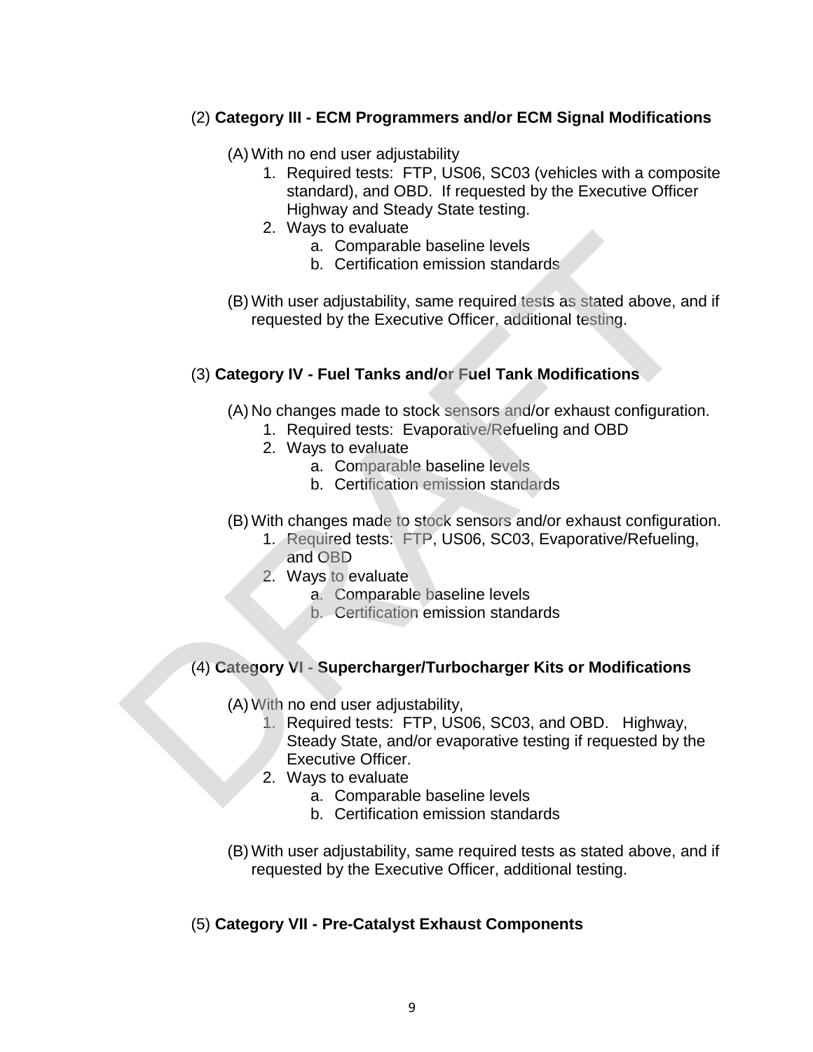(2) **Category III - ECM Programmers and/or ECM Signal Modifications**

(A) With no end user adjustability

1. Required tests: FTP, US06, SC03 (vehicles with a composite standard), and OBD. If requested by the Executive Officer Highway and Steady State testing.
2. Ways to evaluate
    a. Comparable baseline levels
    b. Certification emission standards

(B) With user adjustability, same required tests as stated above, and if requested by the Executive Officer, additional testing.

(3) **Category IV - Fuel Tanks and/or Fuel Tank Modifications**

(A) No changes made to stock sensors and/or exhaust configuration.

1. Required tests: Evaporative/Refueling and OBD
2. Ways to evaluate
    a. Comparable baseline levels
    b. Certification emission standards

(B) With changes made to stock sensors and/or exhaust configuration.

1. Required tests: FTP, US06, SC03, Evaporative/Refueling, and OBD
2. Ways to evaluate
    a. Comparable baseline levels
    b. Certification emission standards

(4) **Category VI - Supercharger/Turbocharger Kits or Modifications**

(A) With no end user adjustability,

1. Required tests: FTP, US06, SC03, and OBD. Highway, Steady State, and/or evaporative testing if requested by the Executive Officer.
2. Ways to evaluate
    a. Comparable baseline levels
    b. Certification emission standards

(B) With user adjustability, same required tests as stated above, and if requested by the Executive Officer, additional testing.

(5) **Category VII - Pre-Catalyst Exhaust Components**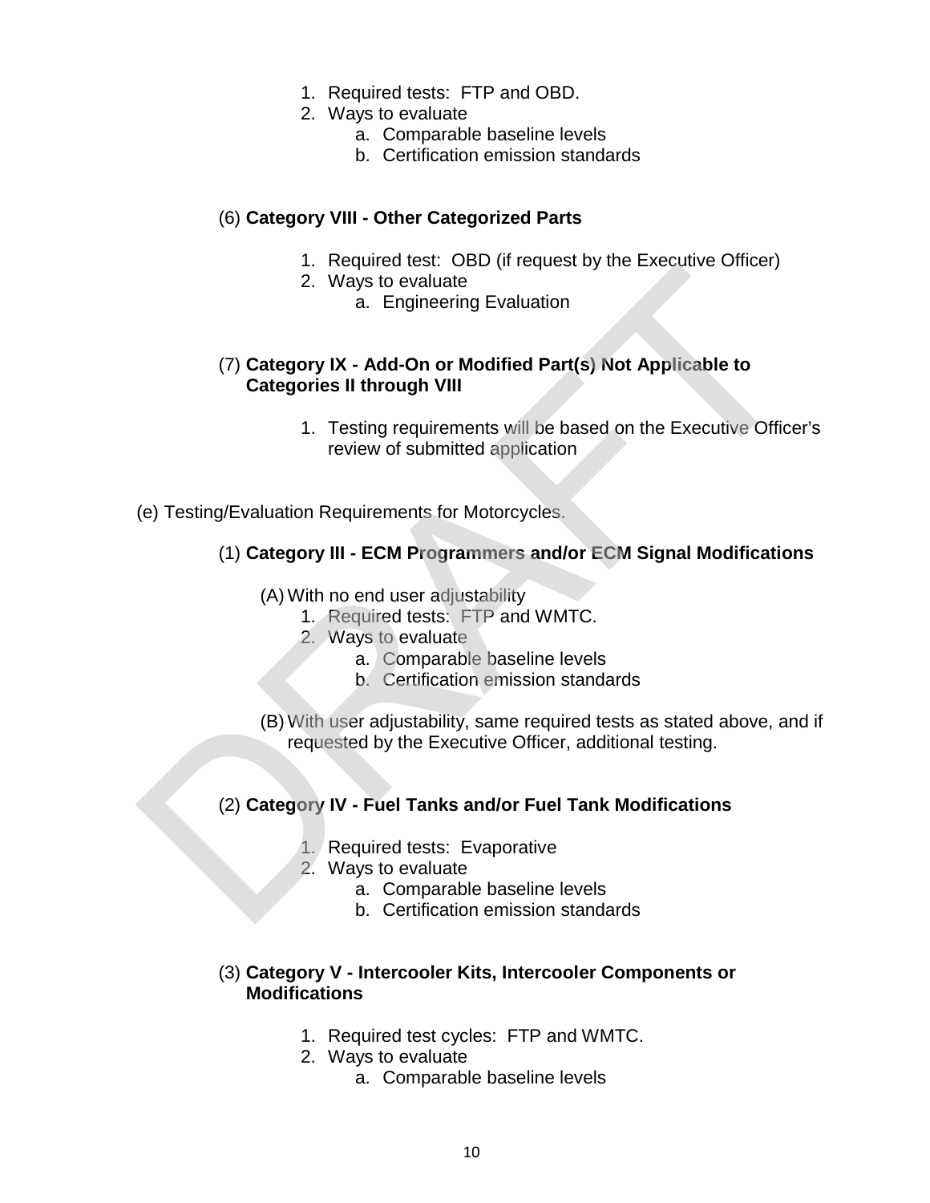1. Required tests: FTP and OBD.
2. Ways to evaluate
    a. Comparable baseline levels
    b. Certification emission standards

(6) **Category VIII - Other Categorized Parts**

1. Required test: OBD (if request by the Executive Officer)
2. Ways to evaluate
    a. Engineering Evaluation

(7) **Category IX - Add-On or Modified Part(s) Not Applicable to Categories II through VIII**

1. Testing requirements will be based on the Executive Officer's review of submitted application

(e) Testing/Evaluation Requirements for Motorcycles.

(1) **Category III - ECM Programmers and/or ECM Signal Modifications**

(A) With no end user adjustability
1. Required tests: FTP and WMTC.
2. Ways to evaluate
    a. Comparable baseline levels
    b. Certification emission standards

(B) With user adjustability, same required tests as stated above, and if requested by the Executive Officer, additional testing.

(2) **Category IV - Fuel Tanks and/or Fuel Tank Modifications**

1. Required tests: Evaporative
2. Ways to evaluate
    a. Comparable baseline levels
    b. Certification emission standards

(3) **Category V - Intercooler Kits, Intercooler Components or Modifications**

1. Required test cycles: FTP and WMTC.
2. Ways to evaluate
    a. Comparable baseline levels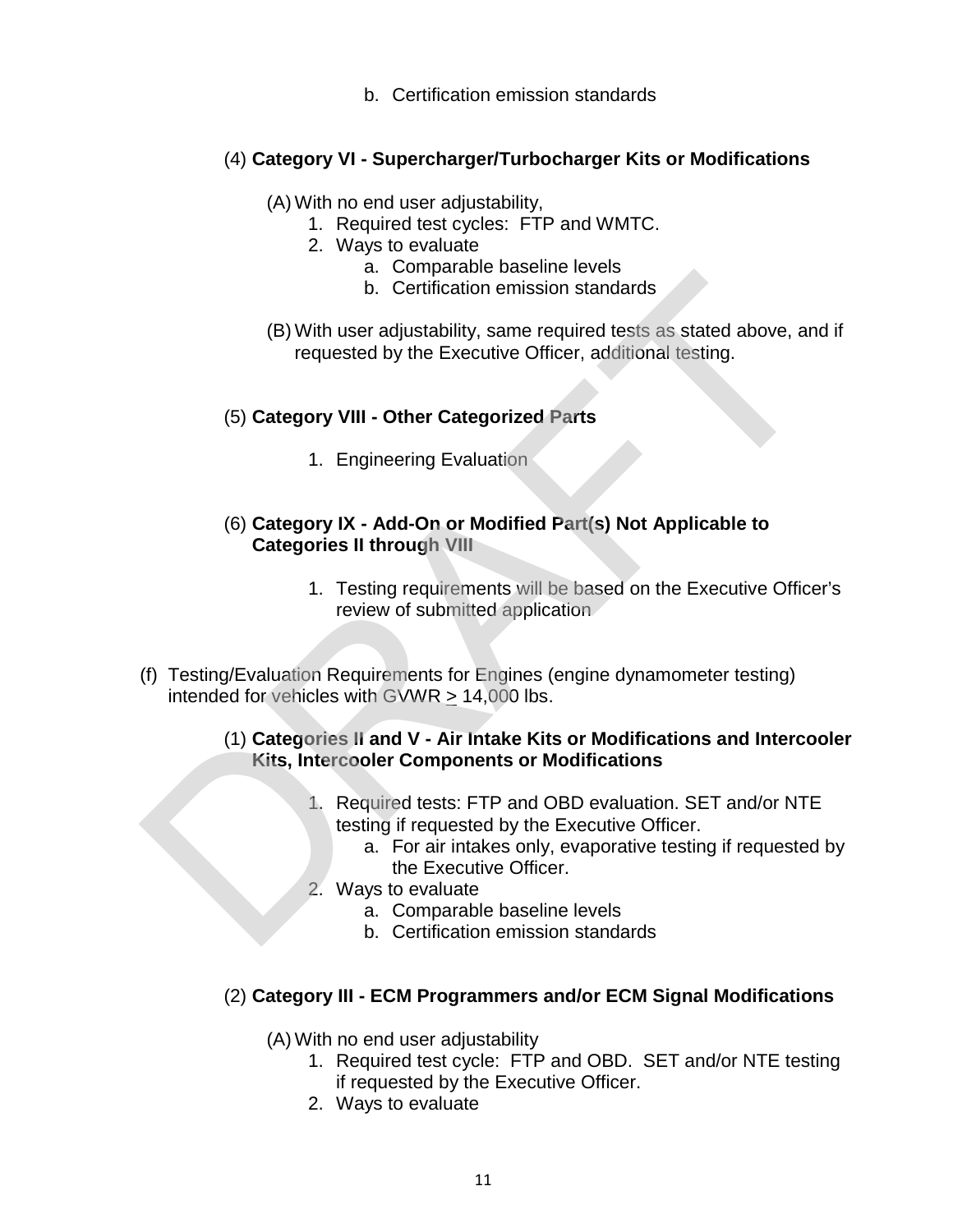b. Certification emission standards

(4) **Category VI - Supercharger/Turbocharger Kits or Modifications**

(A) With no end user adjustability,

1. Required test cycles: FTP and WMTC.
2. Ways to evaluate
    a. Comparable baseline levels
    b. Certification emission standards

(B) With user adjustability, same required tests as stated above, and if requested by the Executive Officer, additional testing.

(5) **Category VIII - Other Categorized Parts**

1. Engineering Evaluation

(6) **Category IX - Add-On or Modified Part(s) Not Applicable to Categories II through VIII**

1. Testing requirements will be based on the Executive Officer's review of submitted application

(f) Testing/Evaluation Requirements for Engines (engine dynamometer testing) intended for vehicles with GVWR $\geq$ 14,000 lbs.

(1) **Categories II and V - Air Intake Kits or Modifications and Intercooler Kits, Intercooler Components or Modifications**

1. Required tests: FTP and OBD evaluation. SET and/or NTE testing if requested by the Executive Officer.
    a. For air intakes only, evaporative testing if requested by the Executive Officer.
2. Ways to evaluate
    a. Comparable baseline levels
    b. Certification emission standards

(2) **Category III - ECM Programmers and/or ECM Signal Modifications**

(A) With no end user adjustability

1. Required test cycle: FTP and OBD. SET and/or NTE testing if requested by the Executive Officer.
2. Ways to evaluate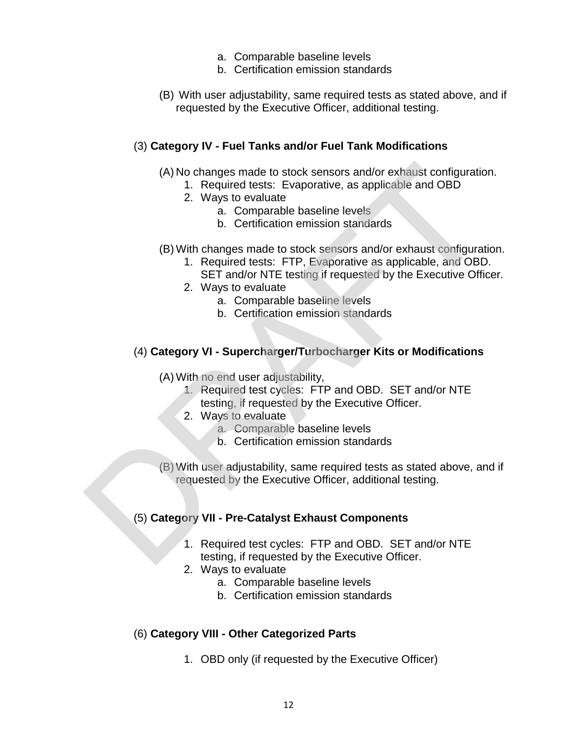a. Comparable baseline levels
b. Certification emission standards

(B) With user adjustability, same required tests as stated above, and if requested by the Executive Officer, additional testing.

(3) **Category IV - Fuel Tanks and/or Fuel Tank Modifications**

(A) No changes made to stock sensors and/or exhaust configuration.
1. Required tests: Evaporative, as applicable and OBD
2. Ways to evaluate
   a. Comparable baseline levels
   b. Certification emission standards

(B) With changes made to stock sensors and/or exhaust configuration.
1. Required tests: FTP, Evaporative as applicable, and OBD. SET and/or NTE testing if requested by the Executive Officer.
2. Ways to evaluate
   a. Comparable baseline levels
   b. Certification emission standards

(4) **Category VI - Supercharger/Turbocharger Kits or Modifications**

(A) With no end user adjustability,
1. Required test cycles: FTP and OBD. SET and/or NTE testing, if requested by the Executive Officer.
2. Ways to evaluate
   a. Comparable baseline levels
   b. Certification emission standards

(B) With user adjustability, same required tests as stated above, and if requested by the Executive Officer, additional testing.

(5) **Category VII - Pre-Catalyst Exhaust Components**

1. Required test cycles: FTP and OBD. SET and/or NTE testing, if requested by the Executive Officer.
2. Ways to evaluate
   a. Comparable baseline levels
   b. Certification emission standards

(6) **Category VIII - Other Categorized Parts**

1. OBD only (if requested by the Executive Officer)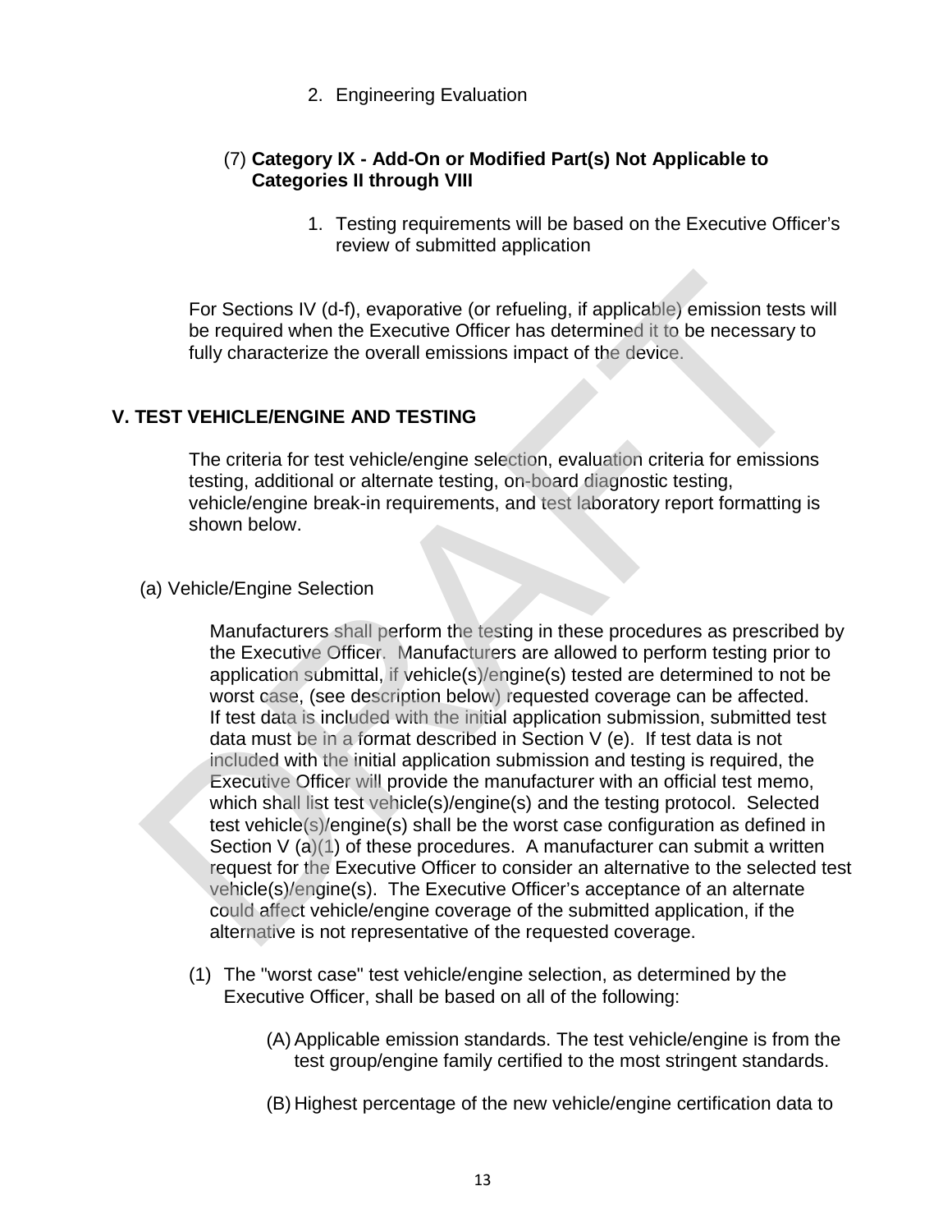2. Engineering Evaluation

(7) **Category IX - Add-On or Modified Part(s) Not Applicable to Categories II through VIII**

1. Testing requirements will be based on the Executive Officer's review of submitted application

For Sections IV (d-f), evaporative (or refueling, if applicable) emission tests will be required when the Executive Officer has determined it to be necessary to fully characterize the overall emissions impact of the device.

## V. TEST VEHICLE/ENGINE AND TESTING

The criteria for test vehicle/engine selection, evaluation criteria for emissions testing, additional or alternate testing, on-board diagnostic testing, vehicle/engine break-in requirements, and test laboratory report formatting is shown below.

(a) Vehicle/Engine Selection

Manufacturers shall perform the testing in these procedures as prescribed by the Executive Officer. Manufacturers are allowed to perform testing prior to application submittal, if vehicle(s)/engine(s) tested are determined to not be worst case, (see description below) requested coverage can be affected. If test data is included with the initial application submission, submitted test data must be in a format described in Section V (e). If test data is not included with the initial application submission and testing is required, the Executive Officer will provide the manufacturer with an official test memo, which shall list test vehicle(s)/engine(s) and the testing protocol. Selected test vehicle(s)/engine(s) shall be the worst case configuration as defined in Section V (a)(1) of these procedures. A manufacturer can submit a written request for the Executive Officer to consider an alternative to the selected test vehicle(s)/engine(s). The Executive Officer's acceptance of an alternate could affect vehicle/engine coverage of the submitted application, if the alternative is not representative of the requested coverage.

(1) The "worst case" test vehicle/engine selection, as determined by the Executive Officer, shall be based on all of the following:

(A) Applicable emission standards. The test vehicle/engine is from the test group/engine family certified to the most stringent standards.

(B) Highest percentage of the new vehicle/engine certification data to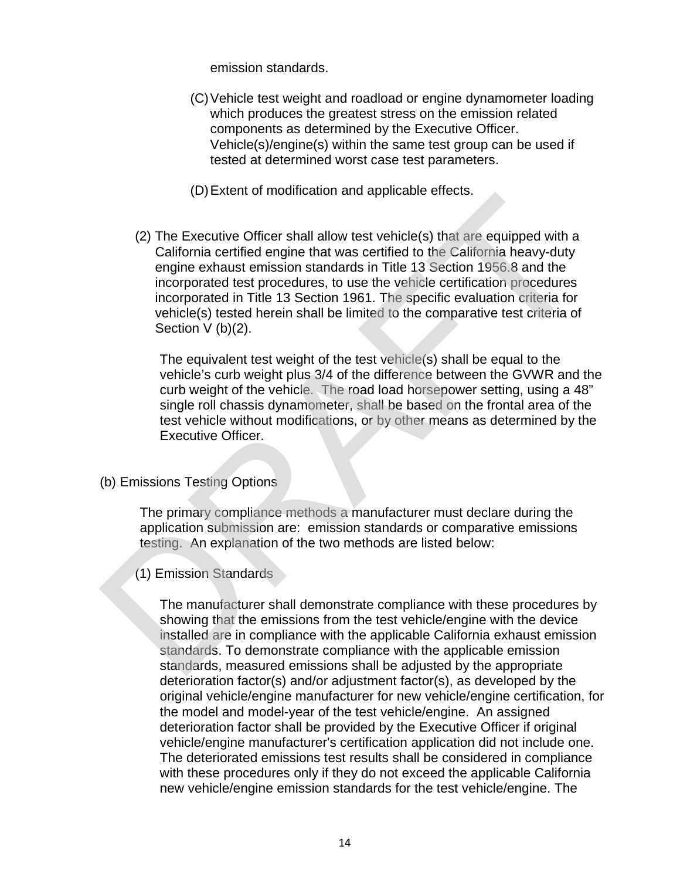emission standards.

(C) Vehicle test weight and roadload or engine dynamometer loading which produces the greatest stress on the emission related components as determined by the Executive Officer. Vehicle(s)/engine(s) within the same test group can be used if tested at determined worst case test parameters.

(D) Extent of modification and applicable effects.

(2) The Executive Officer shall allow test vehicle(s) that are equipped with a California certified engine that was certified to the California heavy-duty engine exhaust emission standards in Title 13 Section 1956.8 and the incorporated test procedures, to use the vehicle certification procedures incorporated in Title 13 Section 1961. The specific evaluation criteria for vehicle(s) tested herein shall be limited to the comparative test criteria of Section V (b)(2).

The equivalent test weight of the test vehicle(s) shall be equal to the vehicle's curb weight plus 3/4 of the difference between the GVWR and the curb weight of the vehicle. The road load horsepower setting, using a 48" single roll chassis dynamometer, shall be based on the frontal area of the test vehicle without modifications, or by other means as determined by the Executive Officer.

(b) Emissions Testing Options

The primary compliance methods a manufacturer must declare during the application submission are: emission standards or comparative emissions testing. An explanation of the two methods are listed below:

(1) Emission Standards

The manufacturer shall demonstrate compliance with these procedures by showing that the emissions from the test vehicle/engine with the device installed are in compliance with the applicable California exhaust emission standards. To demonstrate compliance with the applicable emission standards, measured emissions shall be adjusted by the appropriate deterioration factor(s) and/or adjustment factor(s), as developed by the original vehicle/engine manufacturer for new vehicle/engine certification, for the model and model-year of the test vehicle/engine. An assigned deterioration factor shall be provided by the Executive Officer if original vehicle/engine manufacturer's certification application did not include one. The deteriorated emissions test results shall be considered in compliance with these procedures only if they do not exceed the applicable California new vehicle/engine emission standards for the test vehicle/engine. The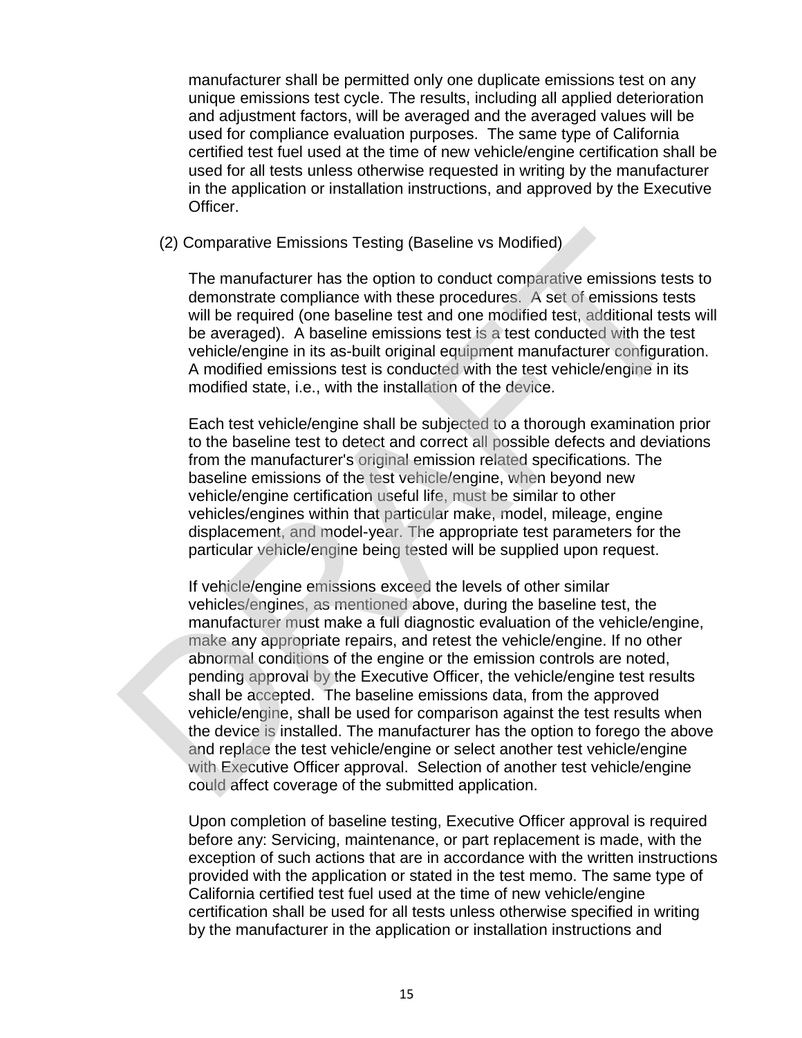manufacturer shall be permitted only one duplicate emissions test on any unique emissions test cycle. The results, including all applied deterioration and adjustment factors, will be averaged and the averaged values will be used for compliance evaluation purposes. The same type of California certified test fuel used at the time of new vehicle/engine certification shall be used for all tests unless otherwise requested in writing by the manufacturer in the application or installation instructions, and approved by the Executive Officer.

(2) Comparative Emissions Testing (Baseline vs Modified)

The manufacturer has the option to conduct comparative emissions tests to demonstrate compliance with these procedures. A set of emissions tests will be required (one baseline test and one modified test, additional tests will be averaged). A baseline emissions test is a test conducted with the test vehicle/engine in its as-built original equipment manufacturer configuration. A modified emissions test is conducted with the test vehicle/engine in its modified state, i.e., with the installation of the device.

Each test vehicle/engine shall be subjected to a thorough examination prior to the baseline test to detect and correct all possible defects and deviations from the manufacturer's original emission related specifications. The baseline emissions of the test vehicle/engine, when beyond new vehicle/engine certification useful life, must be similar to other vehicles/engines within that particular make, model, mileage, engine displacement, and model-year. The appropriate test parameters for the particular vehicle/engine being tested will be supplied upon request.

If vehicle/engine emissions exceed the levels of other similar vehicles/engines, as mentioned above, during the baseline test, the manufacturer must make a full diagnostic evaluation of the vehicle/engine, make any appropriate repairs, and retest the vehicle/engine. If no other abnormal conditions of the engine or the emission controls are noted, pending approval by the Executive Officer, the vehicle/engine test results shall be accepted. The baseline emissions data, from the approved vehicle/engine, shall be used for comparison against the test results when the device is installed. The manufacturer has the option to forego the above and replace the test vehicle/engine or select another test vehicle/engine with Executive Officer approval. Selection of another test vehicle/engine could affect coverage of the submitted application.

Upon completion of baseline testing, Executive Officer approval is required before any: Servicing, maintenance, or part replacement is made, with the exception of such actions that are in accordance with the written instructions provided with the application or stated in the test memo. The same type of California certified test fuel used at the time of new vehicle/engine certification shall be used for all tests unless otherwise specified in writing by the manufacturer in the application or installation instructions and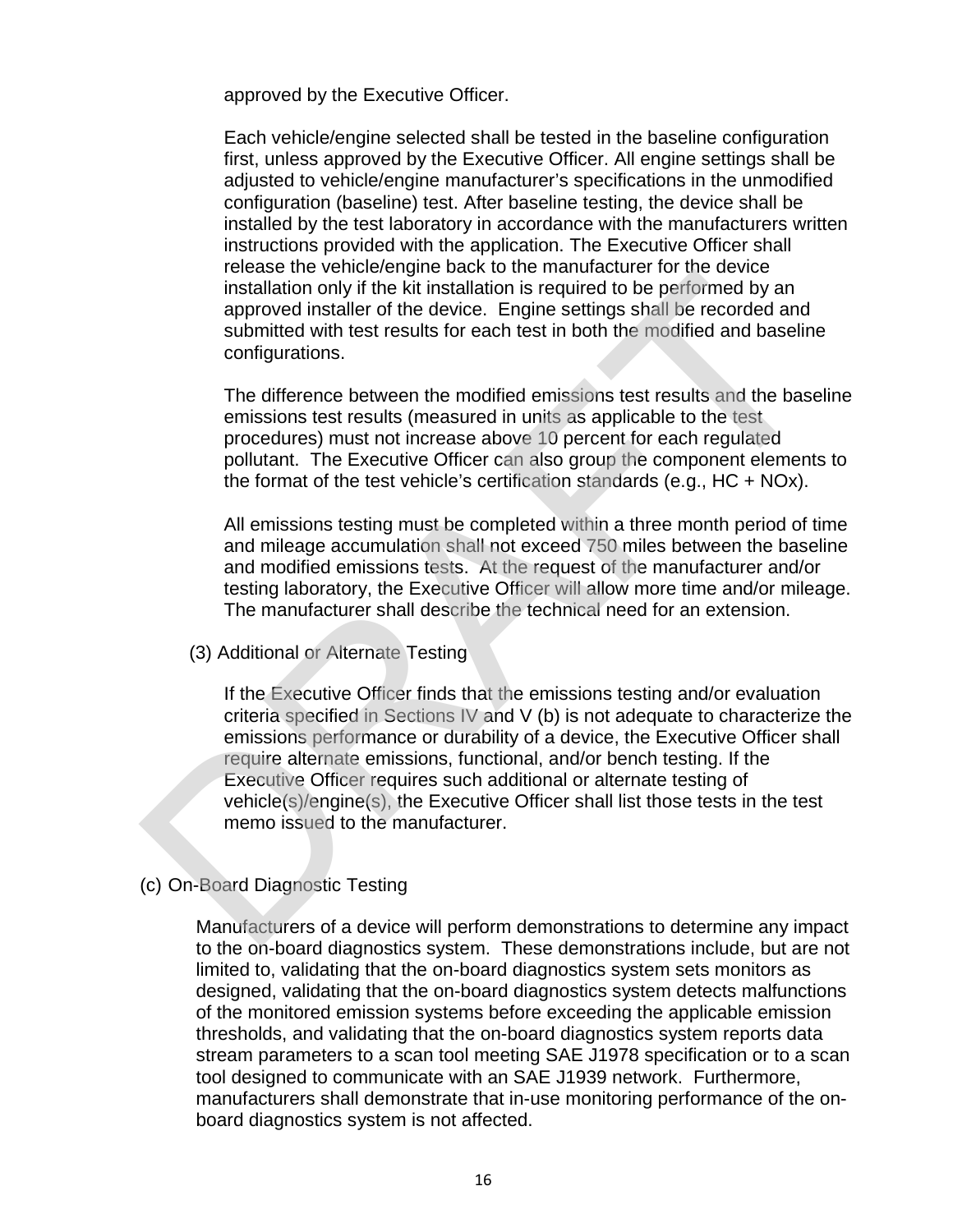approved by the Executive Officer.

Each vehicle/engine selected shall be tested in the baseline configuration first, unless approved by the Executive Officer. All engine settings shall be adjusted to vehicle/engine manufacturer's specifications in the unmodified configuration (baseline) test. After baseline testing, the device shall be installed by the test laboratory in accordance with the manufacturers written instructions provided with the application. The Executive Officer shall release the vehicle/engine back to the manufacturer for the device installation only if the kit installation is required to be performed by an approved installer of the device. Engine settings shall be recorded and submitted with test results for each test in both the modified and baseline configurations.

The difference between the modified emissions test results and the baseline emissions test results (measured in units as applicable to the test procedures) must not increase above 10 percent for each regulated pollutant. The Executive Officer can also group the component elements to the format of the test vehicle's certification standards (e.g., HC + NOx).

All emissions testing must be completed within a three month period of time and mileage accumulation shall not exceed 750 miles between the baseline and modified emissions tests. At the request of the manufacturer and/or testing laboratory, the Executive Officer will allow more time and/or mileage. The manufacturer shall describe the technical need for an extension.

(3) Additional or Alternate Testing

If the Executive Officer finds that the emissions testing and/or evaluation criteria specified in Sections IV and V (b) is not adequate to characterize the emissions performance or durability of a device, the Executive Officer shall require alternate emissions, functional, and/or bench testing. If the Executive Officer requires such additional or alternate testing of vehicle(s)/engine(s), the Executive Officer shall list those tests in the test memo issued to the manufacturer.

(c) On-Board Diagnostic Testing

Manufacturers of a device will perform demonstrations to determine any impact to the on-board diagnostics system. These demonstrations include, but are not limited to, validating that the on-board diagnostics system sets monitors as designed, validating that the on-board diagnostics system detects malfunctions of the monitored emission systems before exceeding the applicable emission thresholds, and validating that the on-board diagnostics system reports data stream parameters to a scan tool meeting SAE J1978 specification or to a scan tool designed to communicate with an SAE J1939 network. Furthermore, manufacturers shall demonstrate that in-use monitoring performance of the on-board diagnostics system is not affected.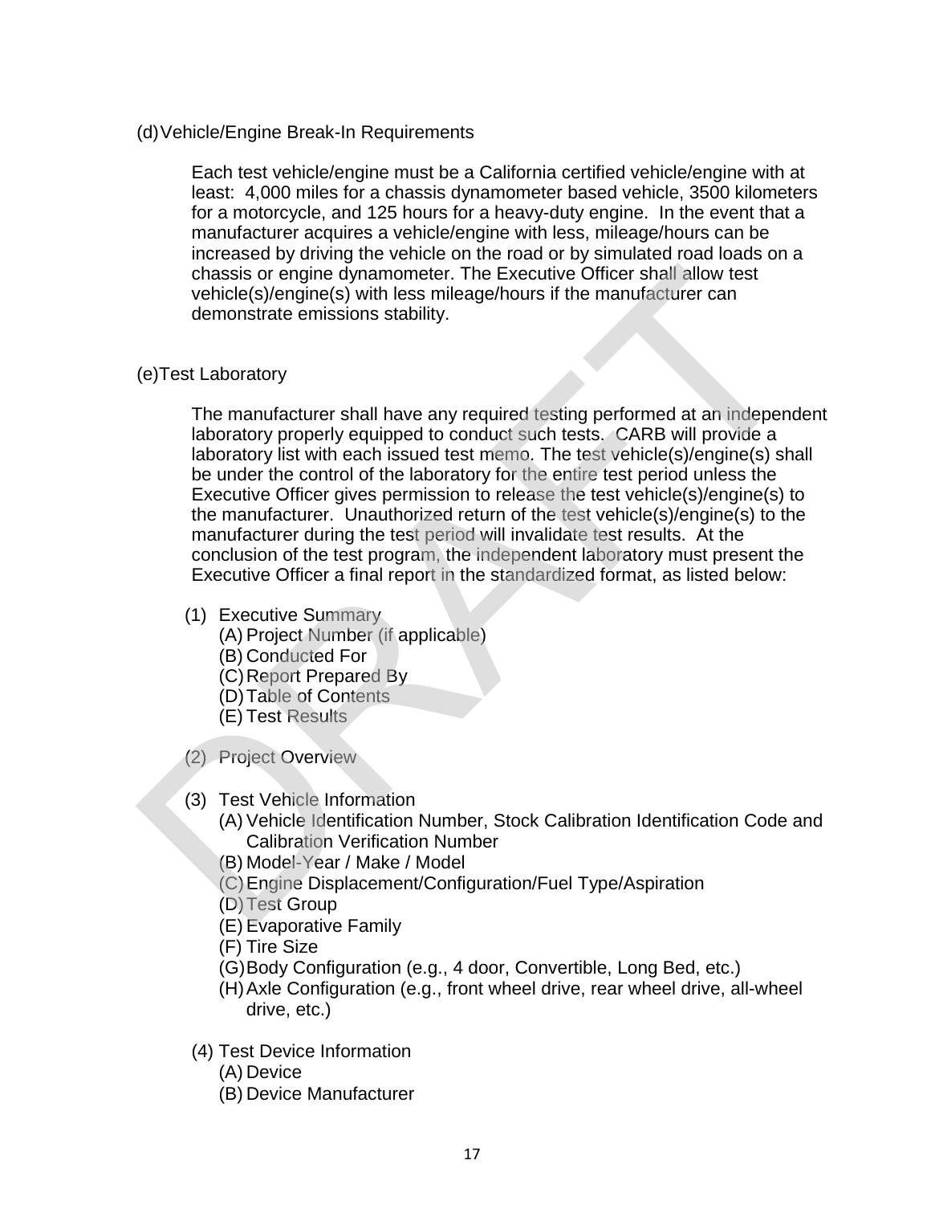(d) Vehicle/Engine Break-In Requirements

Each test vehicle/engine must be a California certified vehicle/engine with at least: 4,000 miles for a chassis dynamometer based vehicle, 3500 kilometers for a motorcycle, and 125 hours for a heavy-duty engine. In the event that a manufacturer acquires a vehicle/engine with less, mileage/hours can be increased by driving the vehicle on the road or by simulated road loads on a chassis or engine dynamometer. The Executive Officer shall allow test vehicle(s)/engine(s) with less mileage/hours if the manufacturer can demonstrate emissions stability.

(e) Test Laboratory

The manufacturer shall have any required testing performed at an independent laboratory properly equipped to conduct such tests. CARB will provide a laboratory list with each issued test memo. The test vehicle(s)/engine(s) shall be under the control of the laboratory for the entire test period unless the Executive Officer gives permission to release the test vehicle(s)/engine(s) to the manufacturer. Unauthorized return of the test vehicle(s)/engine(s) to the manufacturer during the test period will invalidate test results. At the conclusion of the test program, the independent laboratory must present the Executive Officer a final report in the standardized format, as listed below:

(1) Executive Summary
- (A) Project Number (if applicable)
- (B) Conducted For
- (C) Report Prepared By
- (D) Table of Contents
- (E) Test Results

(2) Project Overview

(3) Test Vehicle Information
- (A) Vehicle Identification Number, Stock Calibration Identification Code and Calibration Verification Number
- (B) Model-Year / Make / Model
- (C) Engine Displacement/Configuration/Fuel Type/Aspiration
- (D) Test Group
- (E) Evaporative Family
- (F) Tire Size
- (G) Body Configuration (e.g., 4 door, Convertible, Long Bed, etc.)
- (H) Axle Configuration (e.g., front wheel drive, rear wheel drive, all-wheel drive, etc.)

(4) Test Device Information
- (A) Device
- (B) Device Manufacturer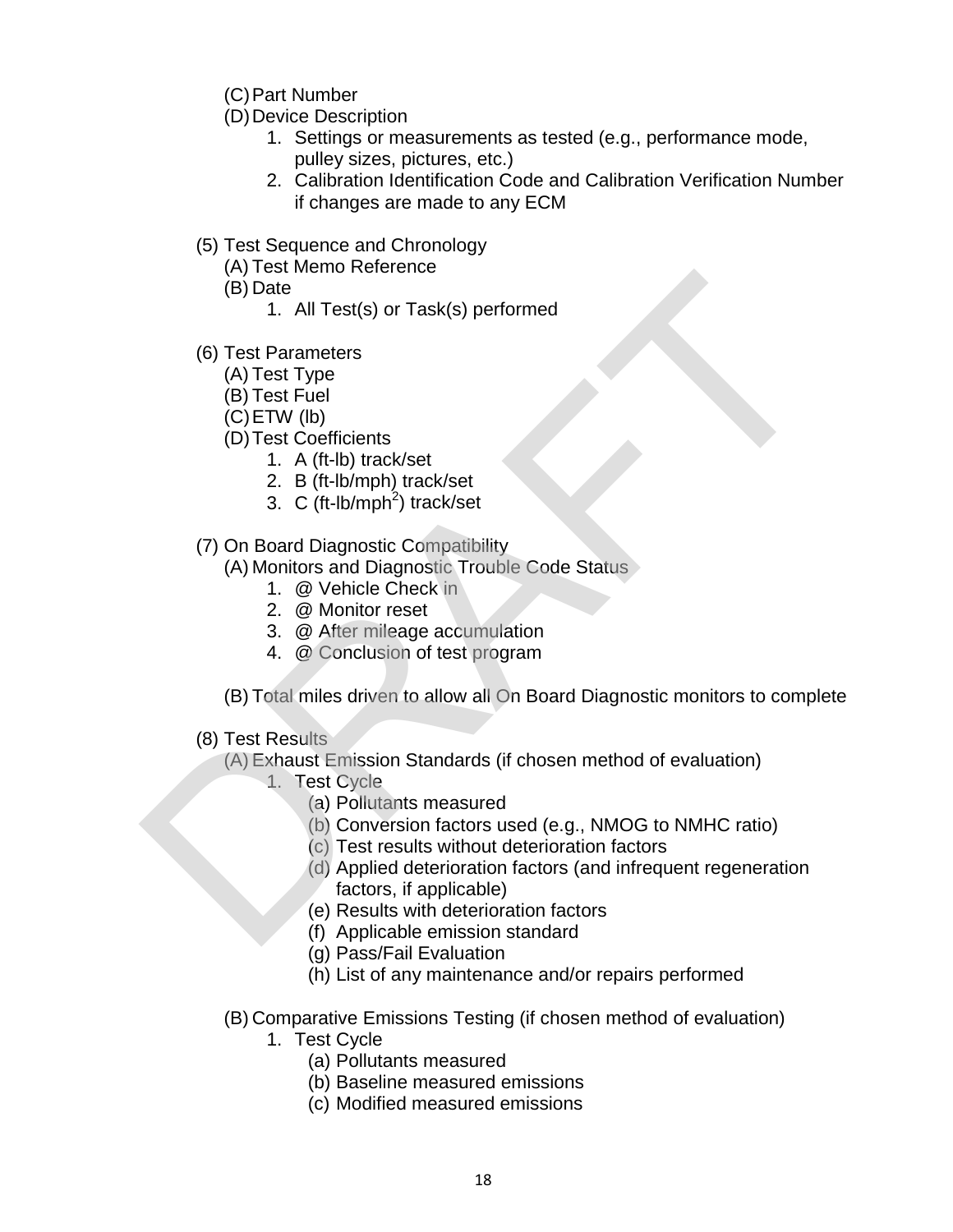(C) Part Number

(D) Device Description

1. Settings or measurements as tested (e.g., performance mode, pulley sizes, pictures, etc.)
2. Calibration Identification Code and Calibration Verification Number if changes are made to any ECM

(5) Test Sequence and Chronology

(A) Test Memo Reference

(B) Date

1. All Test(s) or Task(s) performed

(6) Test Parameters

(A) Test Type

(B) Test Fuel

(C) ETW (lb)

(D) Test Coefficients

1. A (ft-lb) track/set
2. B (ft-lb/mph) track/set
3. C (ft-lb/mph$^2$) track/set

(7) On Board Diagnostic Compatibility

(A) Monitors and Diagnostic Trouble Code Status

1. @ Vehicle Check in
2. @ Monitor reset
3. @ After mileage accumulation
4. @ Conclusion of test program

(B) Total miles driven to allow all On Board Diagnostic monitors to complete

(8) Test Results

(A) Exhaust Emission Standards (if chosen method of evaluation)

1. Test Cycle

(a) Pollutants measured

(b) Conversion factors used (e.g., NMOG to NMHC ratio)

(c) Test results without deterioration factors

(d) Applied deterioration factors (and infrequent regeneration factors, if applicable)

(e) Results with deterioration factors

(f) Applicable emission standard

(g) Pass/Fail Evaluation

(h) List of any maintenance and/or repairs performed

(B) Comparative Emissions Testing (if chosen method of evaluation)

1. Test Cycle

(a) Pollutants measured

(b) Baseline measured emissions

(c) Modified measured emissions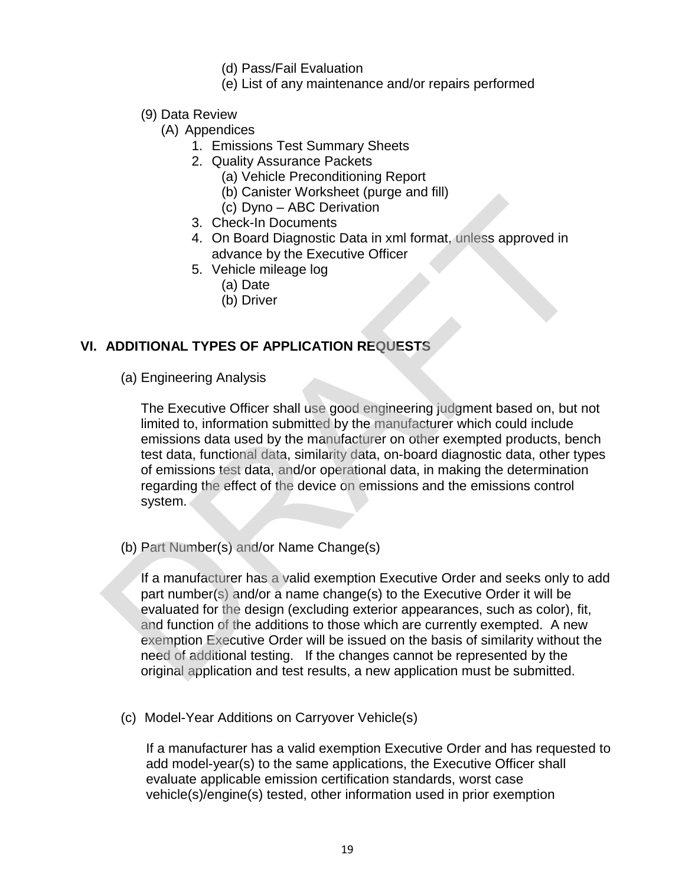- (d) Pass/Fail Evaluation
    - (e) List of any maintenance and/or repairs performed

(9) Data Review

(A) Appendices

1. Emissions Test Summary Sheets
2. Quality Assurance Packets
    - (a) Vehicle Preconditioning Report
    - (b) Canister Worksheet (purge and fill)
    - (c) Dyno – ABC Derivation
3. Check-In Documents
4. On Board Diagnostic Data in xml format, unless approved in advance by the Executive Officer
5. Vehicle mileage log
    - (a) Date
    - (b) Driver

## VI. ADDITIONAL TYPES OF APPLICATION REQUESTS

(a) Engineering Analysis

The Executive Officer shall use good engineering judgment based on, but not limited to, information submitted by the manufacturer which could include emissions data used by the manufacturer on other exempted products, bench test data, functional data, similarity data, on-board diagnostic data, other types of emissions test data, and/or operational data, in making the determination regarding the effect of the device on emissions and the emissions control system.

(b) Part Number(s) and/or Name Change(s)

If a manufacturer has a valid exemption Executive Order and seeks only to add part number(s) and/or a name change(s) to the Executive Order it will be evaluated for the design (excluding exterior appearances, such as color), fit, and function of the additions to those which are currently exempted. A new exemption Executive Order will be issued on the basis of similarity without the need of additional testing. If the changes cannot be represented by the original application and test results, a new application must be submitted.

(c) Model-Year Additions on Carryover Vehicle(s)

If a manufacturer has a valid exemption Executive Order and has requested to add model-year(s) to the same applications, the Executive Officer shall evaluate applicable emission certification standards, worst case vehicle(s)/engine(s) tested, other information used in prior exemption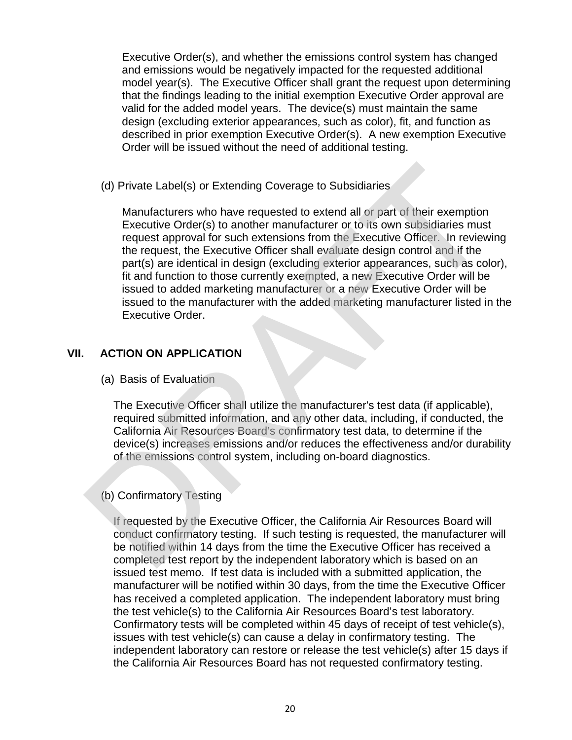Executive Order(s), and whether the emissions control system has changed and emissions would be negatively impacted for the requested additional model year(s). The Executive Officer shall grant the request upon determining that the findings leading to the initial exemption Executive Order approval are valid for the added model years. The device(s) must maintain the same design (excluding exterior appearances, such as color), fit, and function as described in prior exemption Executive Order(s). A new exemption Executive Order will be issued without the need of additional testing.

(d) Private Label(s) or Extending Coverage to Subsidiaries

Manufacturers who have requested to extend all or part of their exemption Executive Order(s) to another manufacturer or to its own subsidiaries must request approval for such extensions from the Executive Officer. In reviewing the request, the Executive Officer shall evaluate design control and if the part(s) are identical in design (excluding exterior appearances, such as color), fit and function to those currently exempted, a new Executive Order will be issued to added marketing manufacturer or a new Executive Order will be issued to the manufacturer with the added marketing manufacturer listed in the Executive Order.

## VII. ACTION ON APPLICATION

(a) Basis of Evaluation

The Executive Officer shall utilize the manufacturer's test data (if applicable), required submitted information, and any other data, including, if conducted, the California Air Resources Board's confirmatory test data, to determine if the device(s) increases emissions and/or reduces the effectiveness and/or durability of the emissions control system, including on-board diagnostics.

(b) Confirmatory Testing

If requested by the Executive Officer, the California Air Resources Board will conduct confirmatory testing. If such testing is requested, the manufacturer will be notified within 14 days from the time the Executive Officer has received a completed test report by the independent laboratory which is based on an issued test memo. If test data is included with a submitted application, the manufacturer will be notified within 30 days, from the time the Executive Officer has received a completed application. The independent laboratory must bring the test vehicle(s) to the California Air Resources Board's test laboratory. Confirmatory tests will be completed within 45 days of receipt of test vehicle(s), issues with test vehicle(s) can cause a delay in confirmatory testing. The independent laboratory can restore or release the test vehicle(s) after 15 days if the California Air Resources Board has not requested confirmatory testing.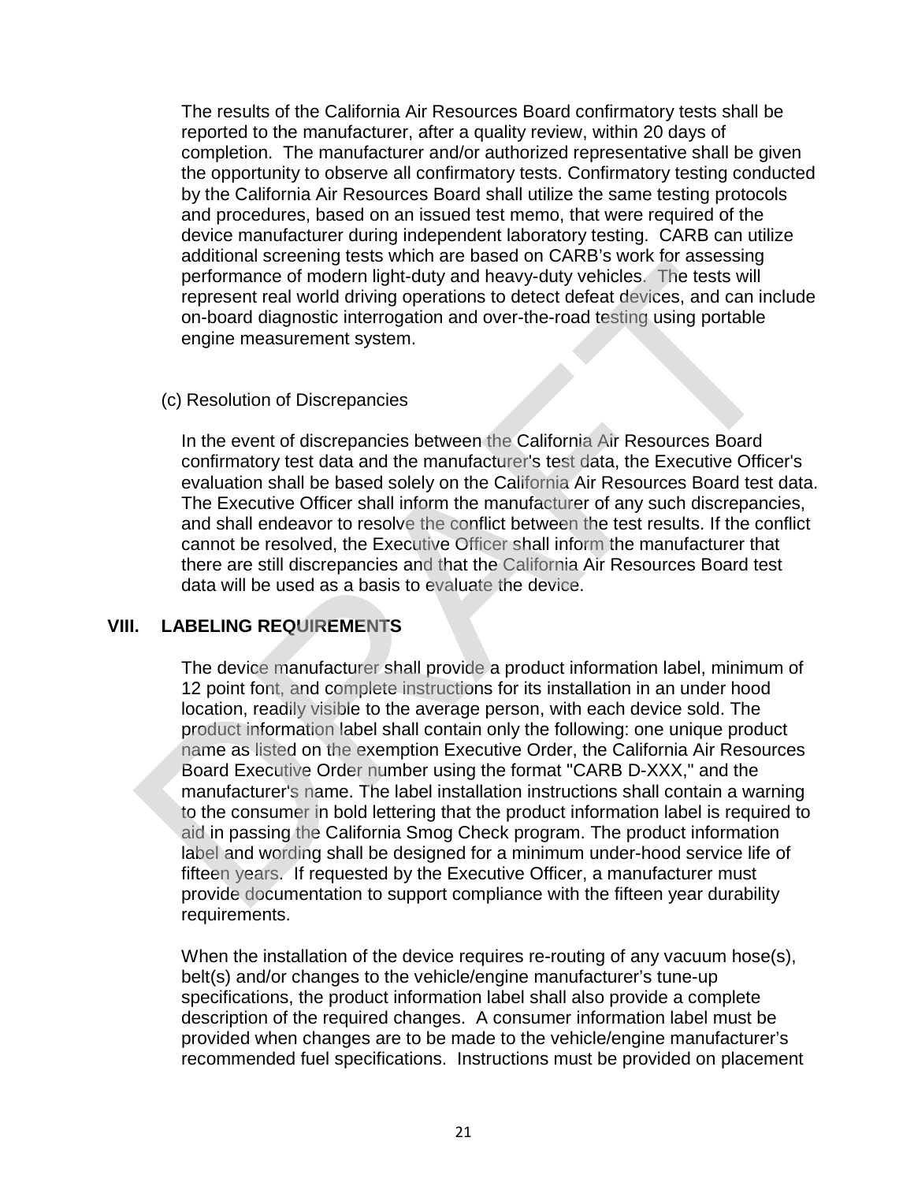The results of the California Air Resources Board confirmatory tests shall be reported to the manufacturer, after a quality review, within 20 days of completion. The manufacturer and/or authorized representative shall be given the opportunity to observe all confirmatory tests. Confirmatory testing conducted by the California Air Resources Board shall utilize the same testing protocols and procedures, based on an issued test memo, that were required of the device manufacturer during independent laboratory testing. CARB can utilize additional screening tests which are based on CARB's work for assessing performance of modern light-duty and heavy-duty vehicles. The tests will represent real world driving operations to detect defeat devices, and can include on-board diagnostic interrogation and over-the-road testing using portable engine measurement system.

(c) Resolution of Discrepancies

In the event of discrepancies between the California Air Resources Board confirmatory test data and the manufacturer's test data, the Executive Officer's evaluation shall be based solely on the California Air Resources Board test data. The Executive Officer shall inform the manufacturer of any such discrepancies, and shall endeavor to resolve the conflict between the test results. If the conflict cannot be resolved, the Executive Officer shall inform the manufacturer that there are still discrepancies and that the California Air Resources Board test data will be used as a basis to evaluate the device.

## VIII. LABELING REQUIREMENTS

The device manufacturer shall provide a product information label, minimum of 12 point font, and complete instructions for its installation in an under hood location, readily visible to the average person, with each device sold. The product information label shall contain only the following: one unique product name as listed on the exemption Executive Order, the California Air Resources Board Executive Order number using the format "CARB D-XXX," and the manufacturer's name. The label installation instructions shall contain a warning to the consumer in bold lettering that the product information label is required to aid in passing the California Smog Check program. The product information label and wording shall be designed for a minimum under-hood service life of fifteen years. If requested by the Executive Officer, a manufacturer must provide documentation to support compliance with the fifteen year durability requirements.

When the installation of the device requires re-routing of any vacuum hose(s), belt(s) and/or changes to the vehicle/engine manufacturer's tune-up specifications, the product information label shall also provide a complete description of the required changes. A consumer information label must be provided when changes are to be made to the vehicle/engine manufacturer's recommended fuel specifications. Instructions must be provided on placement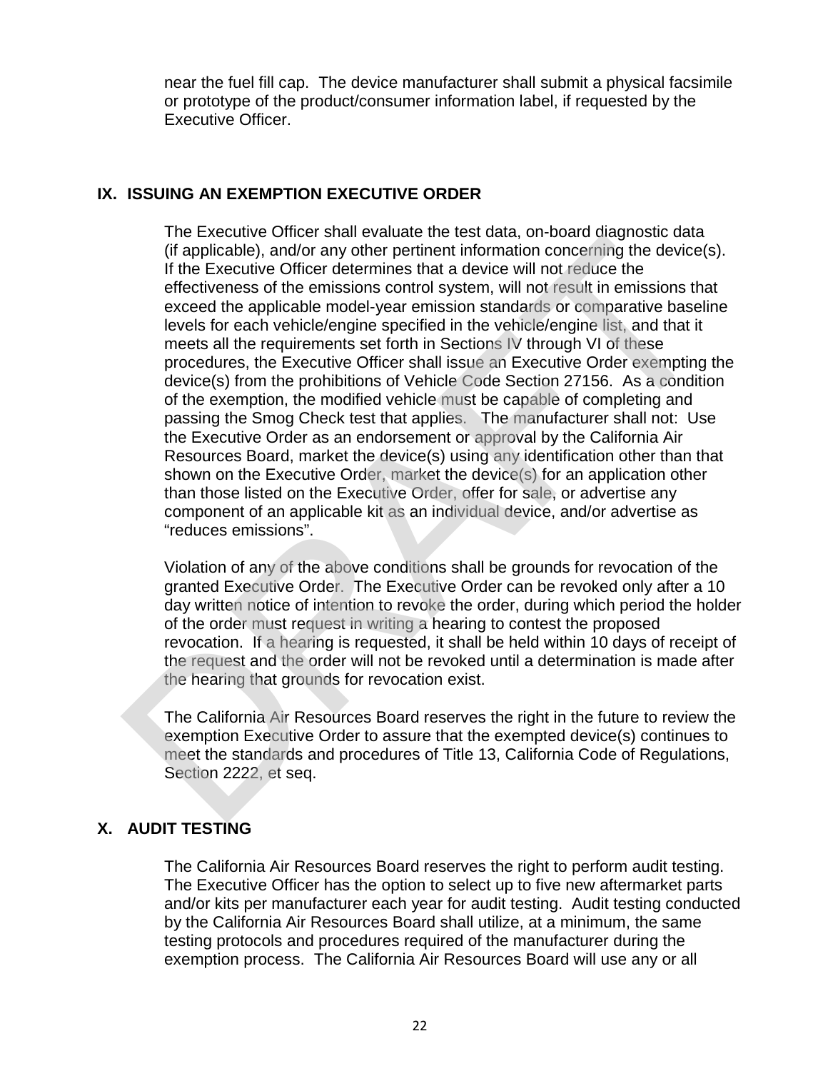near the fuel fill cap. The device manufacturer shall submit a physical facsimile or prototype of the product/consumer information label, if requested by the Executive Officer.

## IX. ISSUING AN EXEMPTION EXECUTIVE ORDER

The Executive Officer shall evaluate the test data, on-board diagnostic data (if applicable), and/or any other pertinent information concerning the device(s). If the Executive Officer determines that a device will not reduce the effectiveness of the emissions control system, will not result in emissions that exceed the applicable model-year emission standards or comparative baseline levels for each vehicle/engine specified in the vehicle/engine list, and that it meets all the requirements set forth in Sections IV through VI of these procedures, the Executive Officer shall issue an Executive Order exempting the device(s) from the prohibitions of Vehicle Code Section 27156. As a condition of the exemption, the modified vehicle must be capable of completing and passing the Smog Check test that applies. The manufacturer shall not: Use the Executive Order as an endorsement or approval by the California Air Resources Board, market the device(s) using any identification other than that shown on the Executive Order, market the device(s) for an application other than those listed on the Executive Order, offer for sale, or advertise any component of an applicable kit as an individual device, and/or advertise as "reduces emissions".

Violation of any of the above conditions shall be grounds for revocation of the granted Executive Order. The Executive Order can be revoked only after a 10 day written notice of intention to revoke the order, during which period the holder of the order must request in writing a hearing to contest the proposed revocation. If a hearing is requested, it shall be held within 10 days of receipt of the request and the order will not be revoked until a determination is made after the hearing that grounds for revocation exist.

The California Air Resources Board reserves the right in the future to review the exemption Executive Order to assure that the exempted device(s) continues to meet the standards and procedures of Title 13, California Code of Regulations, Section 2222, et seq.

## X. AUDIT TESTING

The California Air Resources Board reserves the right to perform audit testing. The Executive Officer has the option to select up to five new aftermarket parts and/or kits per manufacturer each year for audit testing. Audit testing conducted by the California Air Resources Board shall utilize, at a minimum, the same testing protocols and procedures required of the manufacturer during the exemption process. The California Air Resources Board will use any or all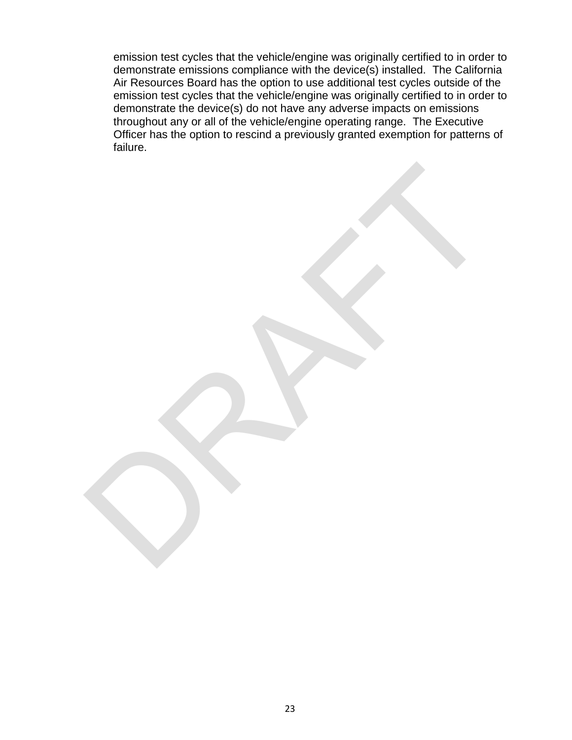emission test cycles that the vehicle/engine was originally certified to in order to demonstrate emissions compliance with the device(s) installed. The California Air Resources Board has the option to use additional test cycles outside of the emission test cycles that the vehicle/engine was originally certified to in order to demonstrate the device(s) do not have any adverse impacts on emissions throughout any or all of the vehicle/engine operating range. The Executive Officer has the option to rescind a previously granted exemption for patterns of failure.